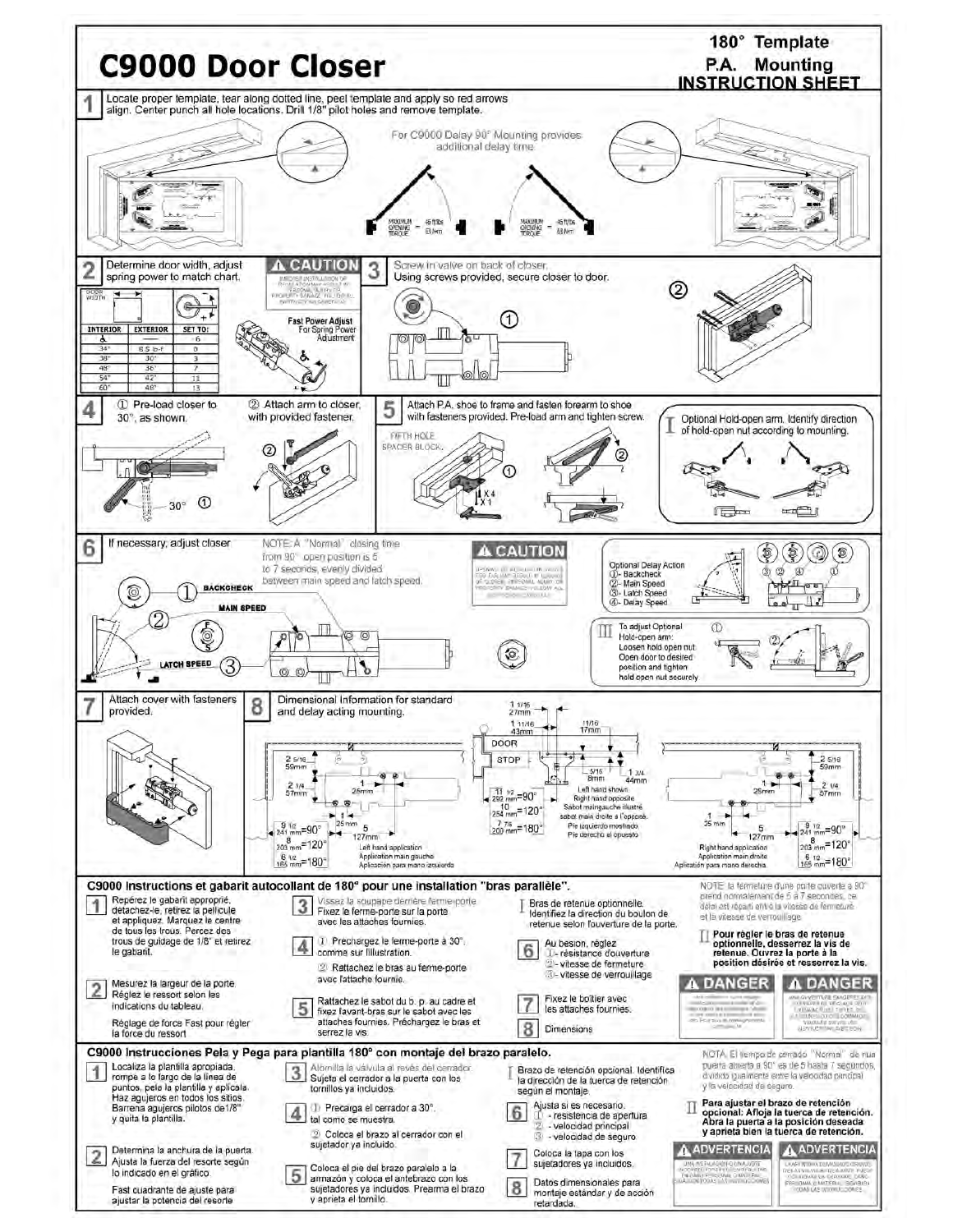# C9000 Door Closer

**180° Template**
**P.A. Mounting**
**INSTRUCTION SHEET**

**1** Locate proper template, tear along dotted line, peel template and apply so red arrows align. Center punch all hole locations. Drill 1/8" pilot holes and remove template.

For C9000 Delay 90° Mounting provides additional delay time.

MAXIMUM OPENING TORQUE = 45 ft/lbs 61 Nm

**2** Determine door width, adjust spring power to match chart.

| DOOR WIDTH | | |
|---|---|---|
| INTERIOR | EXTERIOR | SET TO: |
| ♿ | — | 6 |
| 34" | 8.5 lb-F | 0 |
| 38" | 30" | 3 |
| 48" | 36" | 7 |
| 54" | 42" | 11 |
| 60" | 48" | 13 |

**⚠ CAUTION**

Fast Power Adjust For Spring Power Adjustment

**3** Screw in valve on back of closer. Using screws provided, secure closer to door.

**4** ① Pre-load closer to 30°, as shown. ② Attach arm to closer, with provided fastener.

**5** Attach P.A. shoe to frame and fasten forearm to shoe with fasteners provided. Pre-load arm and tighten screw.

FIFTH HOLE SPACER BLOCK

**I** Optional Hold-open arm. Identify direction of hold-open nut according to mounting.

**6** If necessary, adjust closer

NOTE: A "Normal" closing time from 90° open position is 5 to 7 seconds, evenly divided between main speed and latch speed.

① BACKCHECK
② MAIN SPEED
③ LATCH SPEED

**⚠ CAUTION**

Optional Delay Action
①- Backcheck
②- Main Speed
③- Latch Speed
④- Delay Speed

**II** To adjust Optional Hold-open arm: Loosen hold open nut. Open door to desired position and tighten hold open nut securely.

**7** Attach cover with fasteners provided.

**8** Dimensional Information for standard and delay acting mounting.

1 1/16 27mm; 1 11/16 43mm; 11/16 17mm; DOOR; STOP; 5/16 8mm; 1 3/4 44mm; 2 5/16 59mm; 2 1/4 57mm; 1 25mm; 11 1/2 292 mm=90°; 10 254 mm=120°; 7 7/8 200 mm=180°; 9 1/2 241 mm=90°; 8 203 mm=120°; 6 1/2 165 mm=180°; 5 127mm

Left hand shown. Right hand opposite. Sabot main gauche illustré, sabot main droite à l'opposé. Pie izquierdo mostrado. Pie derecho el opuesto.

Left hand application / Application main gauche / Aplicación para mano izquierda

Right hand application / Application main droite / Aplicación para mano derecha

## C9000 Instructions et gabarit autocollant de 180° pour une installation "bras parallèle".

**1** Repérez le gabarit approprié, détachez-le, retirez la pellicule et appliquez. Marquez le centre de tous les trous. Percez des trous de guidage de 1/8" et retirez le gabarit.

**2** Mesurez la largeur de la porte. Réglez le ressort selon les indications du tableau.

Réglage de force Fast pour régler la force du ressort

**3** Vissez la soupape derrière ferme-porte. Fixez le ferme-porte sur la porte avec les attaches fournies.

**4** ① Préchargez le ferme-porte à 30°, comme sur l'illustration.
② Rattachez le bras au ferme-porte avec l'attache fournie.

**5** Rattachez le sabot du b. p. au cadre et fixez l'avant-bras sur le sabot avec les attaches fournies. Préchargez le bras et serrez la vis.

**I** Bras de retenue optionnelle. Identifiez la direction du boulon de retenue selon l'ouverture de la porte.

**6** Au besoin, réglez
①- résistance d'ouverture
②- vitesse de fermeture
③- vitesse de verrouillage

**7** Fixez le boîtier avec les attaches fournies.

**8** Dimensions

NOTE: la fermeture d'une porte ouverte à 90° prend normalement de 5 à 7 secondes, ce délai est réparti entre la vitesse de fermeture et la vitesse de verrouillage.

**II** **Pour régler le bras de retenue optionnelle, desserrez la vis de retenue. Ouvrez la porte à la position désirée et resserrez la vis.**

**⚠ DANGER** **⚠ DANGER**

## C9000 Instrucciones Pela y Pega para plantilla 180° con montaje del brazo paralelo.

**1** Localiza la plantilla apropiada, rompe a lo largo de la línea de puntos, pela la plantilla y aplícala. Haz agujeros en todos los sitios. Barrena agujeros pilotos de 1/8" y quita la plantilla.

**2** Determina la anchura de la puerta. Ajusta la fuerza del resorte según lo indicado en el gráfico.

Fast cuadrante de ajuste para ajustar la potencia del resorte

**3** Atornilla la válvula al revés del cerrador. Sujeta el cerrador a la puerta con los tornillos ya incluidos.

**4** ① Precarga el cerrador a 30°, tal como se muestra.
② Coloca el brazo al cerrador con el sujetador ya incluido.

**5** Coloca el pie del brazo paralelo a la armazón y coloca el antebrazo con los sujetadores ya incluidos. Prearma el brazo y aprieta el tornillo.

**I** Brazo de retención opcional. Identifica la dirección de la tuerca de retención según el montaje.

**6** Ajusta si es necesario.
①- resistencia de apertura
②- velocidad principal
③- velocidad de seguro

**7** Coloca la tapa con los sujetadores ya incluidos.

**8** Datos dimensionales para montaje estándar y de acción retardada.

NOTA: El tiempo de cerrado "Normal" de una puerta abierta a 90° es de 5 hasta 7 segundos, dividido igualmente entre la velocidad principal y la velocidad de seguro.

**II** **Para ajustar el brazo de retención opcional: Afloja la tuerca de retención. Abre la puerta a la posición deseada y aprieta bien la tuerca de retención.**

**⚠ ADVERTENCIA** **⚠ ADVERTENCIA**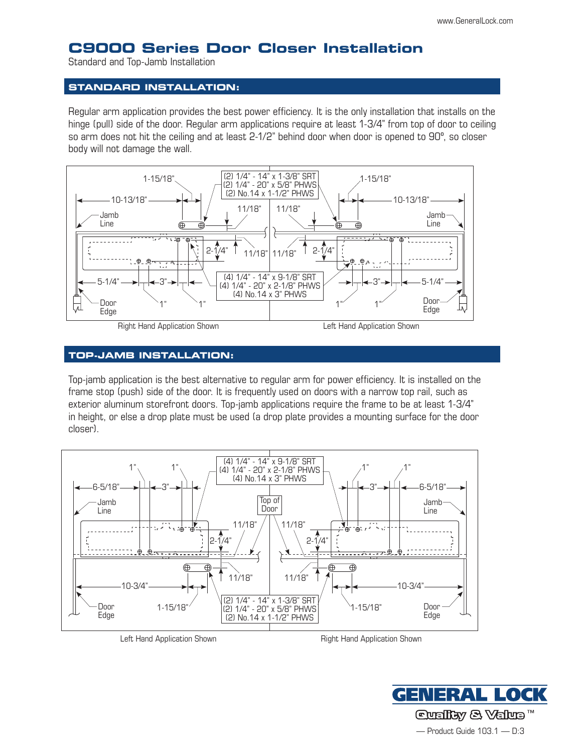# C9000 Series Door Closer Installation

Standard and Top-Jamb Installation

## STANDARD INSTALLATION:

Regular arm application provides the best power efficiency. It is the only installation that installs on the hinge (pull) side of the door. Regular arm applications require at least 1-3/4" from top of door to ceiling so arm does not hit the ceiling and at least 2-1/2" behind door when door is opened to 90°, so closer body will not damage the wall.

(2) 1/4" - 14" x 1-3/8" SRT
(2) 1/4" - 20" x 5/8" PHWS
(2) No.14 x 1-1/2" PHWS

(4) 1/4" - 14" x 9-1/8" SRT
(4) 1/4" - 20" x 2-1/8" PHWS
(4) No.14 x 3" PHWS

1-15/18" · 10-13/18" · Jamb Line · 11/18" · 2-1/4" · 5-1/4" · 3" · 1" · Door Edge

Right Hand Application Shown

Left Hand Application Shown

## TOP-JAMB INSTALLATION:

Top-jamb application is the best alternative to regular arm for power efficiency. It is installed on the frame stop (push) side of the door. It is frequently used on doors with a narrow top rail, such as exterior aluminum storefront doors. Top-jamb applications require the frame to be at least 1-3/4" in height, or else a drop plate must be used (a drop plate provides a mounting surface for the door closer).

(4) 1/4" - 14" x 9-1/8" SRT
(4) 1/4" - 20" x 2-1/8" PHWS
(4) No.14 x 3" PHWS

(2) 1/4" - 14" x 1-3/8" SRT
(2) 1/4" - 20" x 5/8" PHWS
(2) No.14 x 1-1/2" PHWS

1" · 6-5/18" · 3" · Jamb Line · Top of Door · 11/18" · 2-1/4" · 10-3/4" · 1-15/18" · Door Edge

Left Hand Application Shown

Right Hand Application Shown

GENERAL LOCK
Quality & Value™

— Product Guide 103.1 — D:3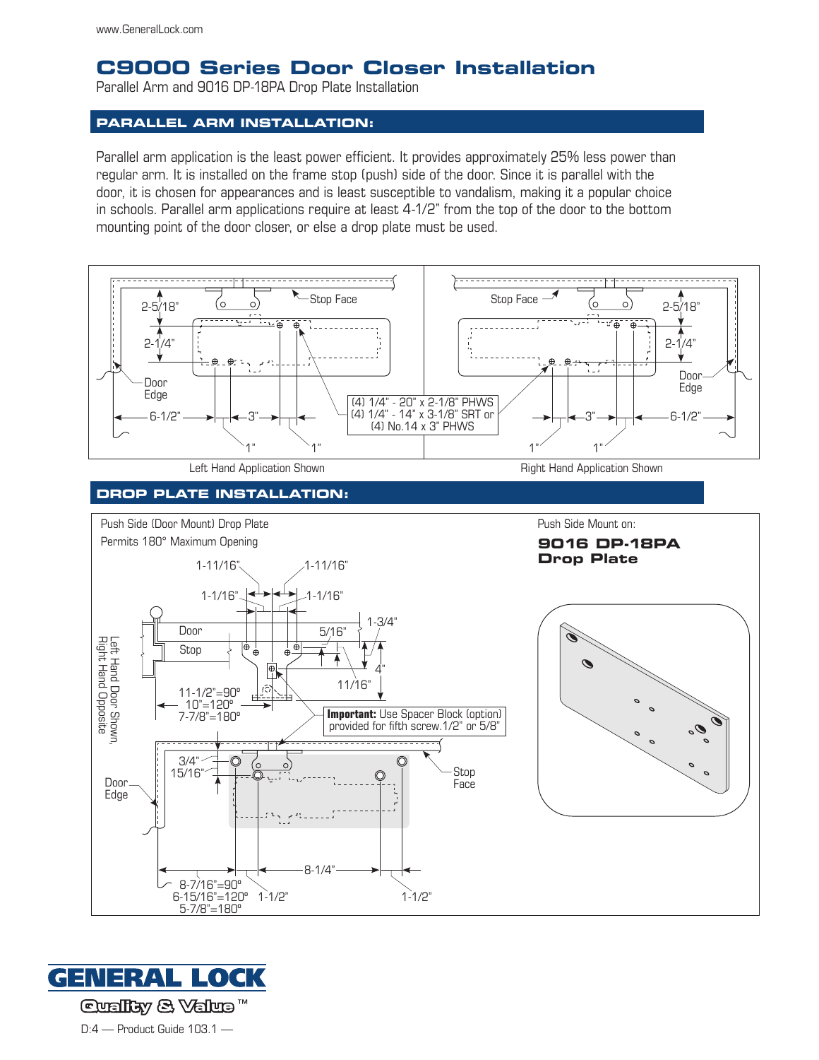# C9000 Series Door Closer Installation

Parallel Arm and 9016 DP-18PA Drop Plate Installation

## PARALLEL ARM INSTALLATION:

Parallel arm application is the least power efficient. It provides approximately 25% less power than regular arm. It is installed on the frame stop (push) side of the door. Since it is parallel with the door, it is chosen for appearances and is least susceptible to vandalism, making it a popular choice in schools. Parallel arm applications require at least 4-1/2" from the top of the door to the bottom mounting point of the door closer, or else a drop plate must be used.

Stop Face
2-5/18"
2-1/4"
Door Edge
6-1/2"
3"
1"
1"
(4) 1/4" - 20" x 2-1/8" PHWS
(4) 1/4" - 14" x 3-1/8" SRT or
(4) No.14 x 3" PHWS

Left Hand Application Shown

Right Hand Application Shown

## DROP PLATE INSTALLATION:

Push Side (Door Mount) Drop Plate

Permits 180° Maximum Opening

1-11/16"
1-11/16"
1-1/16"
1-1/16"
1-3/4"
5/16"
4"
11/16"
Door
Stop
Left Hand Door Shown, Right Hand Opposite
11-1/2"=90°
10"=120°
7-7/8"=180°

**Important:** Use Spacer Block (option) provided for fifth screw.1/2" or 5/8"

3/4"
15/16"
Door Edge
Stop Face
8-1/4"
8-7/16"=90°
6-15/16"=120°
5-7/8"=180°
1-1/2"
1-1/2"

Push Side Mount on:

**9016 DP-18PA Drop Plate**

**GENERAL LOCK**

Quality & Value™

D:4 — Product Guide 103.1 —